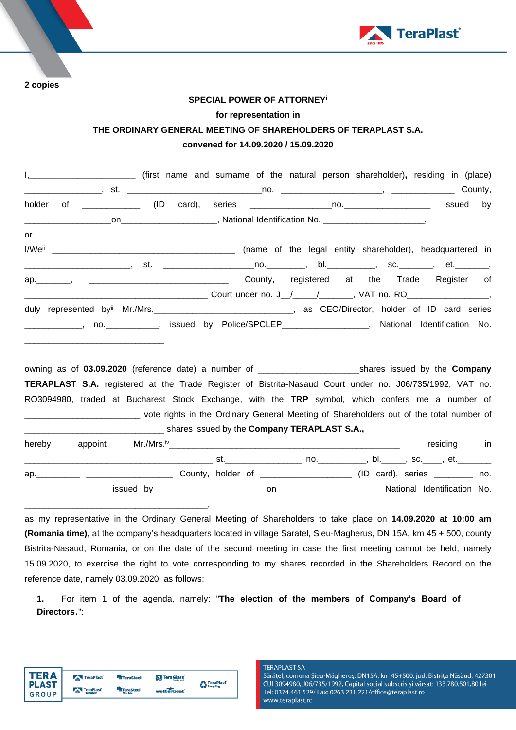**2 copies**

**SPECIAL POWER OF ATTORNEY**[i]

**for representation in**

**THE ORDINARY GENERAL MEETING OF SHAREHOLDERS OF TERAPLAST S.A.**

**convened for 14.09.2020 / 15.09.2020**

I,______________________ (first name and surname of the natural person shareholder), residing in (place) _______________, st. ___________________________no. ____________________, _____________ County, holder of ___________ (ID card), series ________________no.__________________ issued by _________________on___________________, National Identification No. _____________________,

or

I/We[ii] ____________________________________ (name of the legal entity shareholder), headquartered in ______________________, st. __________________no.________, bl.__________, sc._______, et._______, ap._______, _____________________________ County, registered at the Trade Register of ______________________________________ Court under no. J__/_____/_______, VAT no. RO_________________, duly represented by[iii] Mr./Mrs.___________________________, as CEO/Director, holder of ID card series ___________, no.___________, issued by Police/SPCLEP__________________, National Identification No. _____________________________

owning as of **03.09.2020** (reference date) a number of ____________________shares issued by the **Company TERAPLAST S.A.** registered at the Trade Register of Bistrita-Nasaud Court under no. J06/735/1992, VAT no. RO3094980, traded at Bucharest Stock Exchange, with the **TRP** symbol, which confers me a number of ________________________ vote rights in the Ordinary General Meeting of Shareholders out of the total number of _____________________________ shares issued by the **Company TERAPLAST S.A.,**

hereby appoint Mr./Mrs.[iv]________________________________________________ residing in _______________________________________ st._______________ no.__________, bl._____, sc.____, et._______ ap._________ __________________ County, holder of __________________ (ID card), series ________ no. _________________ issued by _____________________ on ____________________ National Identification No. _______________________________________,

as my representative in the Ordinary General Meeting of Shareholders to take place on **14.09.2020 at 10:00 am (Romania time)**, at the company's headquarters located in village Saratel, Sieu-Magherus, DN 15A, km 45 + 500, county Bistrita-Nasaud, Romania, or on the date of the second meeting in case the first meeting cannot be held, namely 15.09.2020, to exercise the right to vote corresponding to my shares recorded in the Shareholders Record on the reference date, namely 03.09.2020, as follows:

1. For item 1 of the agenda, namely: "**The election of the members of Company's Board of Directors.**":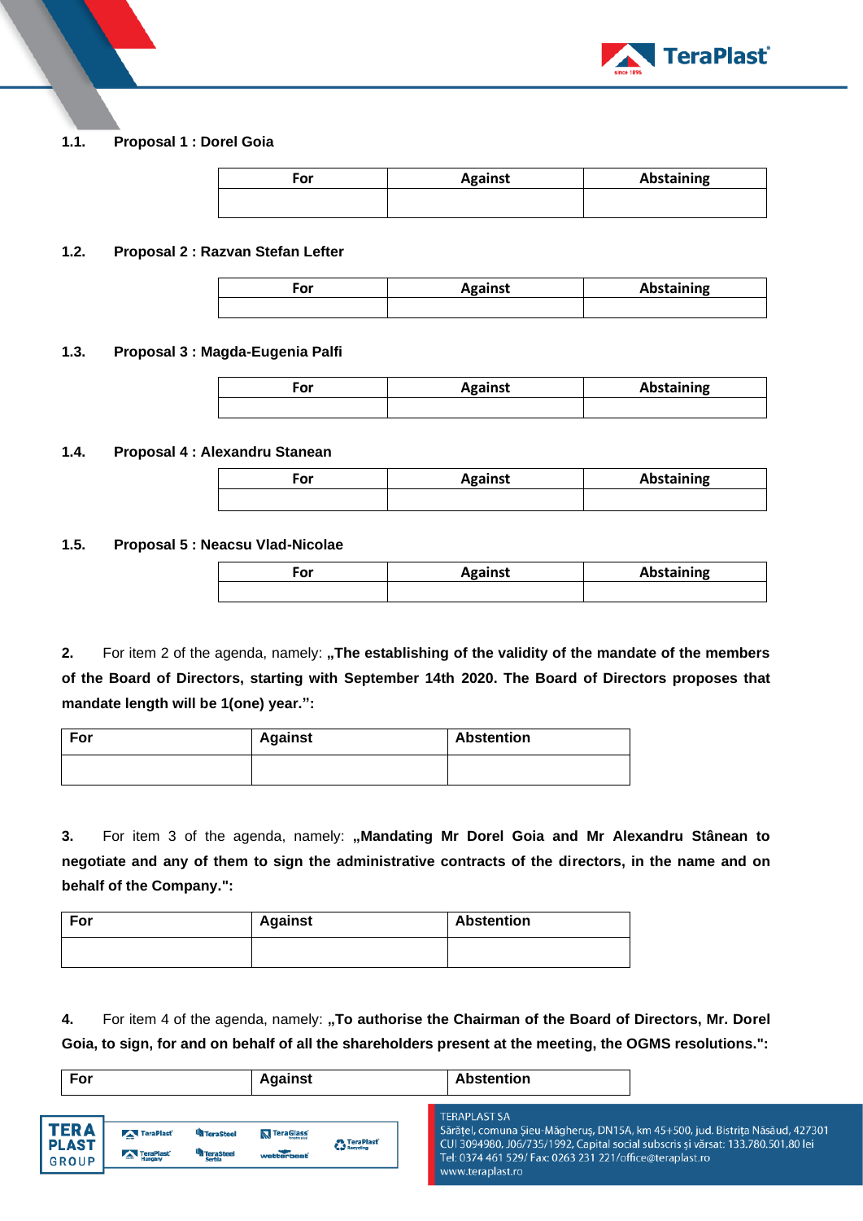**1.1. Proposal 1 : Dorel Goia**

| For | Against | Abstaining |
|---|---|---|
| | | |

**1.2. Proposal 2 : Razvan Stefan Lefter**

| For | Against | Abstaining |
|---|---|---|
| | | |

**1.3. Proposal 3 : Magda-Eugenia Palfi**

| For | Against | Abstaining |
|---|---|---|
| | | |

**1.4. Proposal 4 : Alexandru Stanean**

| For | Against | Abstaining |
|---|---|---|
| | | |

**1.5. Proposal 5 : Neacsu Vlad-Nicolae**

| For | Against | Abstaining |
|---|---|---|
| | | |

**2.** For item 2 of the agenda, namely: **„The establishing of the validity of the mandate of the members of the Board of Directors, starting with September 14th 2020. The Board of Directors proposes that mandate length will be 1(one) year.":**

| For | Against | Abstention |
|---|---|---|
| | | |

**3.** For item 3 of the agenda, namely: **„Mandating Mr Dorel Goia and Mr Alexandru Stânean to negotiate and any of them to sign the administrative contracts of the directors, in the name and on behalf of the Company.":**

| For | Against | Abstention |
|---|---|---|
| | | |

**4.** For item 4 of the agenda, namely: **„To authorise the Chairman of the Board of Directors, Mr. Dorel Goia, to sign, for and on behalf of all the shareholders present at the meeting, the OGMS resolutions.":**

| For | Against | Abstention |
|---|---|---|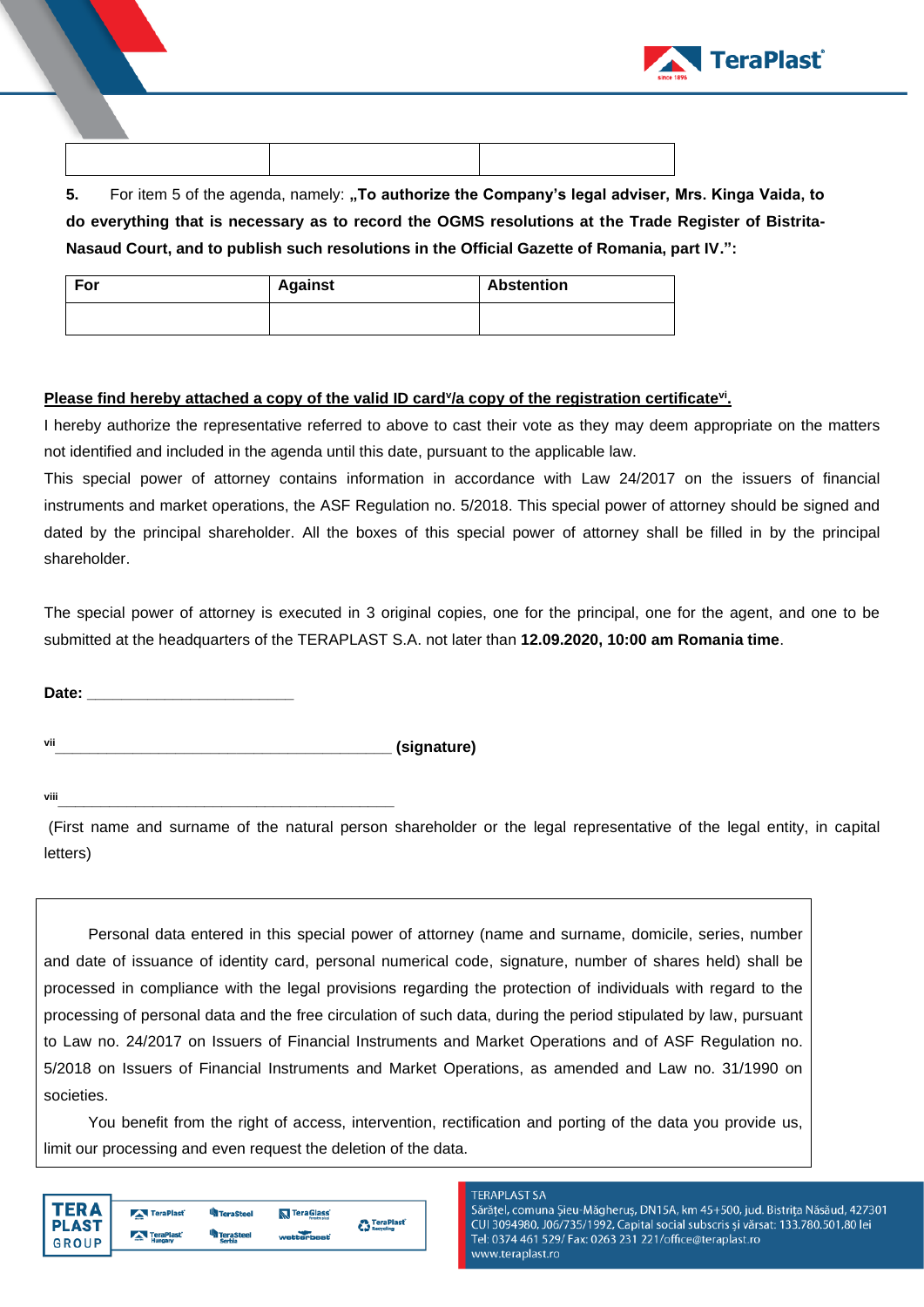| | | |
|---|---|---|
| | | |

**5.** For item 5 of the agenda, namely: **„To authorize the Company's legal adviser, Mrs. Kinga Vaida, to do everything that is necessary as to record the OGMS resolutions at the Trade Register of Bistrita-Nasaud Court, and to publish such resolutions in the Official Gazette of Romania, part IV.":**

| For | Against | Abstention |
|---|---|---|
| | | |

**Please find hereby attached a copy of the valid ID card[v]/a copy of the registration certificate[vi].**

I hereby authorize the representative referred to above to cast their vote as they may deem appropriate on the matters not identified and included in the agenda until this date, pursuant to the applicable law.

This special power of attorney contains information in accordance with Law 24/2017 on the issuers of financial instruments and market operations, the ASF Regulation no. 5/2018. This special power of attorney should be signed and dated by the principal shareholder. All the boxes of this special power of attorney shall be filled in by the principal shareholder.

The special power of attorney is executed in 3 original copies, one for the principal, one for the agent, and one to be submitted at the headquarters of the TERAPLAST S.A. not later than **12.09.2020, 10:00 am Romania time**.

**Date:** ________________________

[vii]________________________________________ **(signature)**

[viii]________________________________________

(First name and surname of the natural person shareholder or the legal representative of the legal entity, in capital letters)

Personal data entered in this special power of attorney (name and surname, domicile, series, number and date of issuance of identity card, personal numerical code, signature, number of shares held) shall be processed in compliance with the legal provisions regarding the protection of individuals with regard to the processing of personal data and the free circulation of such data, during the period stipulated by law, pursuant to Law no. 24/2017 on Issuers of Financial Instruments and Market Operations and of ASF Regulation no. 5/2018 on Issuers of Financial Instruments and Market Operations, as amended and Law no. 31/1990 on societies.

You benefit from the right of access, intervention, rectification and porting of the data you provide us, limit our processing and even request the deletion of the data.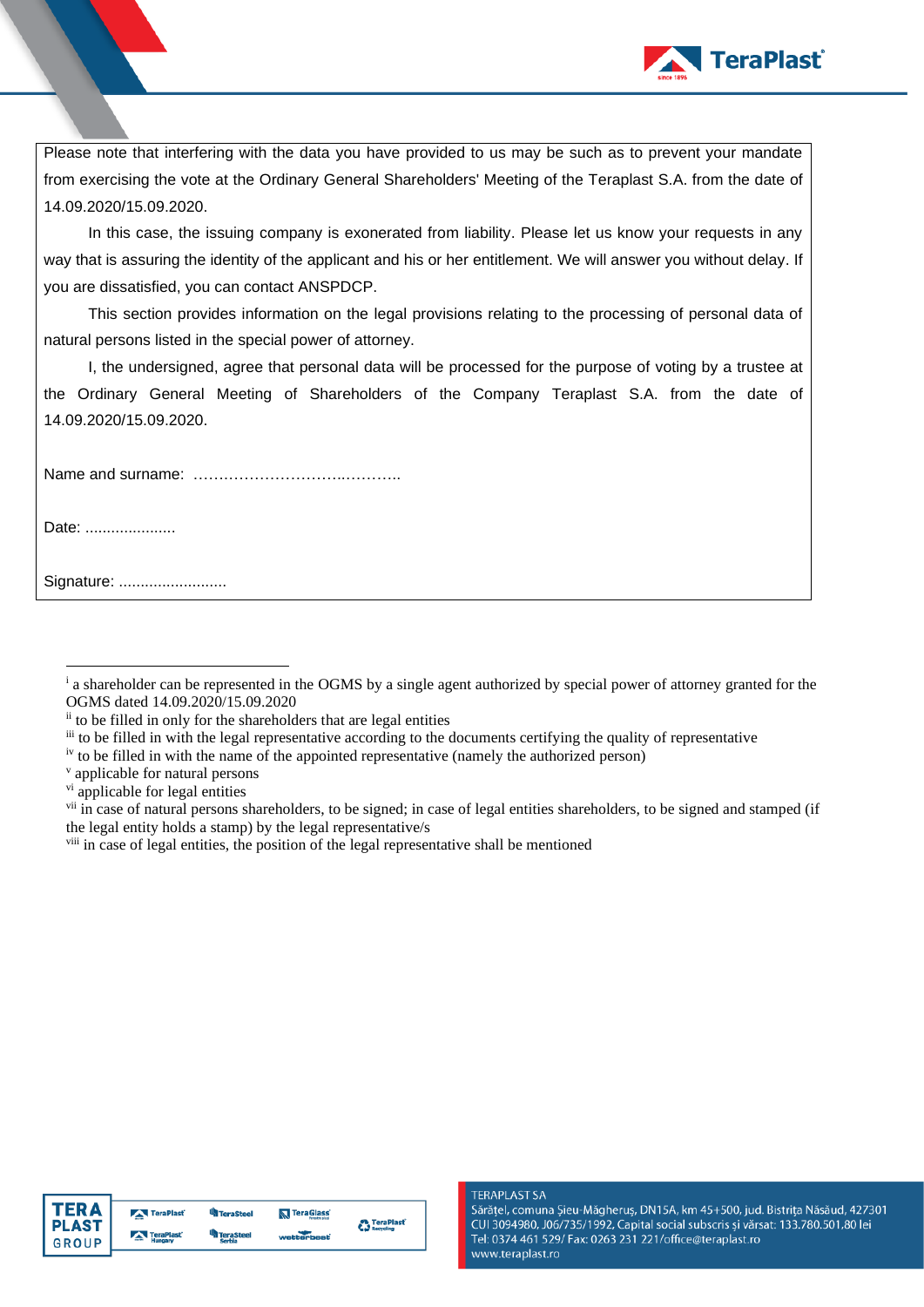Please note that interfering with the data you have provided to us may be such as to prevent your mandate from exercising the vote at the Ordinary General Shareholders' Meeting of the Teraplast S.A. from the date of 14.09.2020/15.09.2020.

In this case, the issuing company is exonerated from liability. Please let us know your requests in any way that is assuring the identity of the applicant and his or her entitlement. We will answer you without delay. If you are dissatisfied, you can contact ANSPDCP.

This section provides information on the legal provisions relating to the processing of personal data of natural persons listed in the special power of attorney.

I, the undersigned, agree that personal data will be processed for the purpose of voting by a trustee at the Ordinary General Meeting of Shareholders of the Company Teraplast S.A. from the date of 14.09.2020/15.09.2020.

Name and surname: ……………………..………..

Date: .....................

Signature: .........................

---

[i] a shareholder can be represented in the OGMS by a single agent authorized by special power of attorney granted for the OGMS dated 14.09.2020/15.09.2020

[ii] to be filled in only for the shareholders that are legal entities

[iii] to be filled in with the legal representative according to the documents certifying the quality of representative

[iv] to be filled in with the name of the appointed representative (namely the authorized person)

[v] applicable for natural persons

[vi] applicable for legal entities

[vii] in case of natural persons shareholders, to be signed; in case of legal entities shareholders, to be signed and stamped (if the legal entity holds a stamp) by the legal representative/s

[viii] in case of legal entities, the position of the legal representative shall be mentioned